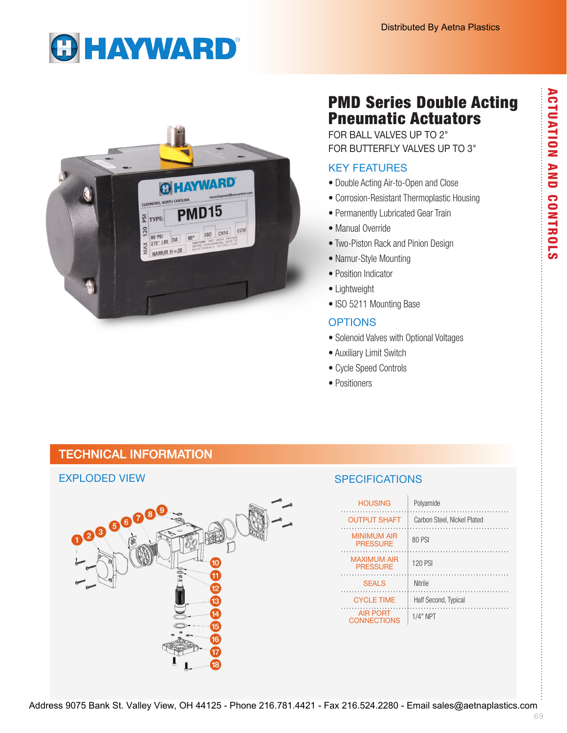HAYWARD

Distributed By Aetna Plastics

# PMD Series Double Acting Pneumatic Actuators

FOR BALL VALVES UP TO 2"
FOR BUTTERFLY VALVES UP TO 3"

## KEY FEATURES

- Double Acting Air-to-Open and Close
- Corrosion-Resistant Thermoplastic Housing
- Permanently Lubricated Gear Train
- Manual Override
- Two-Piston Rack and Pinion Design
- Namur-Style Mounting
- Position Indicator
- Lightweight
- ISO 5211 Mounting Base

## OPTIONS

- Solenoid Valves with Optional Voltages
- Auxiliary Limit Switch
- Cycle Speed Controls
- Positioners

ACTUATION AND CONTROLS

## TECHNICAL INFORMATION

### EXPLODED VIEW

### SPECIFICATIONS

| | |
|---|---|
| HOUSING | Polyamide |
| OUTPUT SHAFT | Carbon Steel, Nickel Plated |
| MINIMUM AIR PRESSURE | 80 PSI |
| MAXIMUM AIR PRESSURE | 120 PSI |
| SEALS | Nitrile |
| CYCLE TIME | Half Second, Typical |
| AIR PORT CONNECTIONS | 1/4" NPT |

Address 9075 Bank St. Valley View, OH 44125 - Phone 216.781.4421 - Fax 216.524.2280 - Email sales@aetnaplastics.com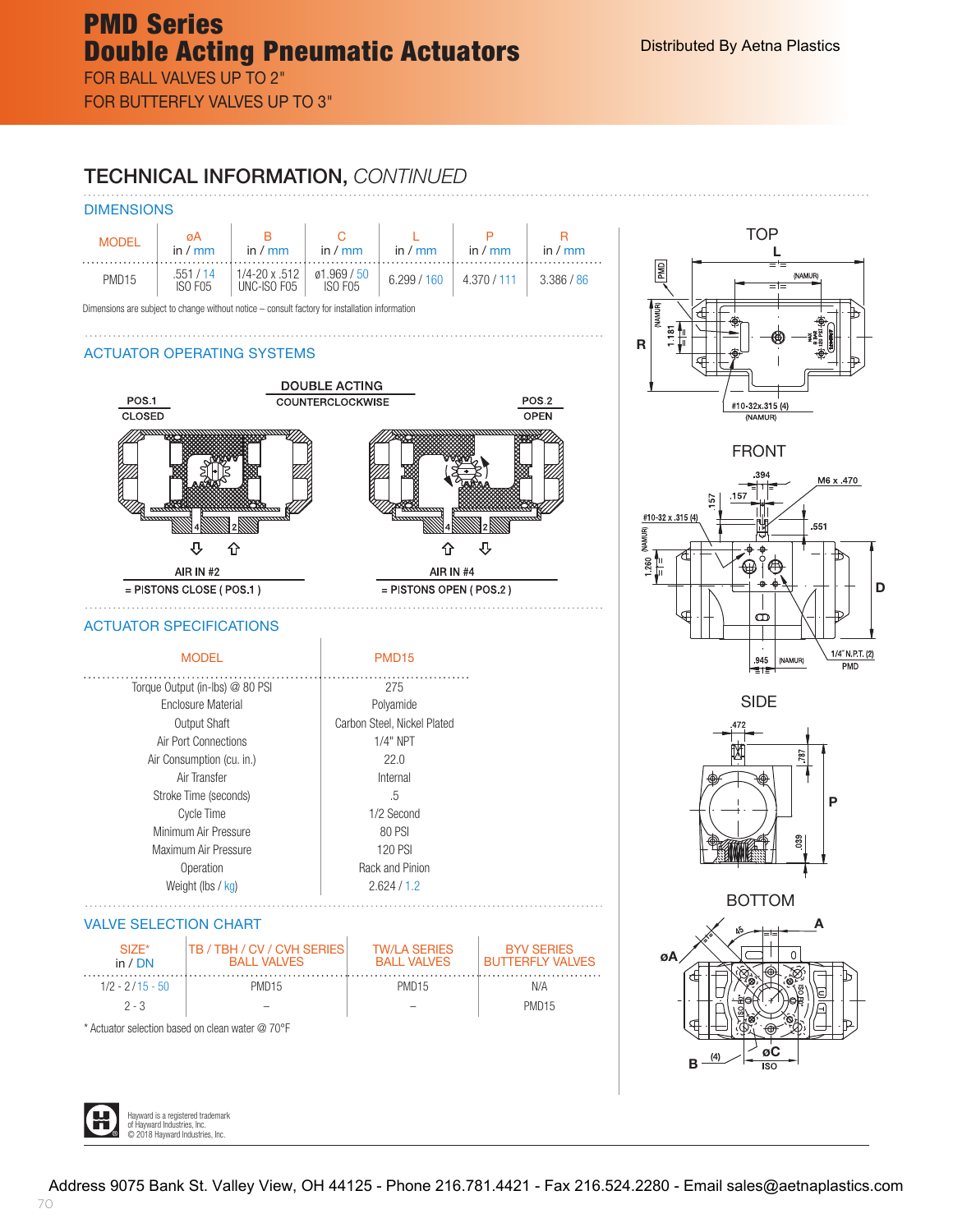# PMD Series
# Double Acting Pneumatic Actuators

FOR BALL VALVES UP TO 2"

FOR BUTTERFLY VALVES UP TO 3"

Distributed By Aetna Plastics

## TECHNICAL INFORMATION, *CONTINUED*

### DIMENSIONS

| MODEL | øA in / mm | B in / mm | C in / mm | L in / mm | P in / mm | R in / mm |
|---|---|---|---|---|---|---|
| PMD15 | .551 / 14 ISO F05 | 1/4-20 x .512 UNC-ISO F05 | ø1.969 / 50 ISO F05 | 6.299 / 160 | 4.370 / 111 | 3.386 / 86 |

Dimensions are subject to change without notice – consult factory for installation information

### ACTUATOR OPERATING SYSTEMS

DOUBLE ACTING

COUNTERCLOCKWISE

POS.1 CLOSED

POS.2 OPEN

AIR IN #2

= PISTONS CLOSE ( POS.1 )

AIR IN #4

= PISTONS OPEN ( POS.2 )

### ACTUATOR SPECIFICATIONS

| MODEL | PMD15 |
|---|---|
| Torque Output (in-lbs) @ 80 PSI | 275 |
| Enclosure Material | Polyamide |
| Output Shaft | Carbon Steel, Nickel Plated |
| Air Port Connections | 1/4" NPT |
| Air Consumption (cu. in.) | 22.0 |
| Air Transfer | Internal |
| Stroke Time (seconds) | .5 |
| Cycle Time | 1/2 Second |
| Minimum Air Pressure | 80 PSI |
| Maximum Air Pressure | 120 PSI |
| Operation | Rack and Pinion |
| Weight (lbs / kg) | 2.624 / 1.2 |

### VALVE SELECTION CHART

| SIZE* in / DN | TB / TBH / CV / CVH SERIES BALL VALVES | TW/LA SERIES BALL VALVES | BYV SERIES BUTTERFLY VALVES |
|---|---|---|---|
| 1/2 - 2 / 15 - 50 | PMD15 | PMD15 | N/A |
| 2 - 3 | – | – | PMD15 |

\* Actuator selection based on clean water @ 70°F

TOP

L

(NAMUR)

PMD

R

1.181

(NAMUR)

#10-32x.315 (4)

(NAMUR)

FRONT

.394

M6 x .470

.157

.157

#10-32 x .315 (4)

.551

(NAMUR)

1.260

D

.945

(NAMUR)

1/4" N.P.T. (2)

PMD

SIDE

.472

.787

P

.039

BOTTOM

A

øA

45

B

(4)

øC

ISO

Hayward is a registered trademark of Hayward Industries, Inc.

© 2018 Hayward Industries, Inc.

Address 9075 Bank St. Valley View, OH 44125 - Phone 216.781.4421 - Fax 216.524.2280 - Email sales@aetnaplastics.com